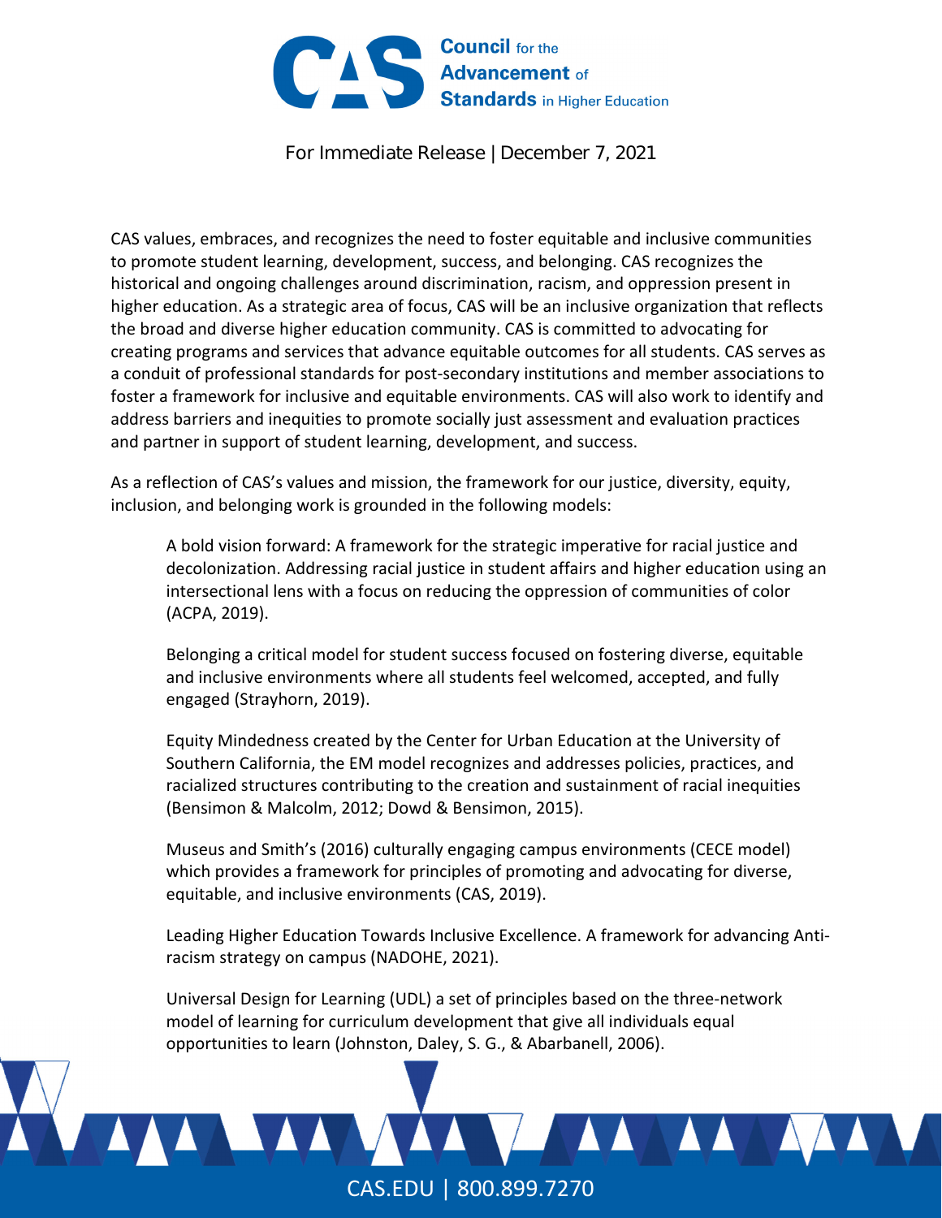**Council** for the **Advancement** of **Standards** in Higher Education

For Immediate Release | December 7, 2021

CAS values, embraces, and recognizes the need to foster equitable and inclusive communities to promote student learning, development, success, and belonging. CAS recognizes the historical and ongoing challenges around discrimination, racism, and oppression present in higher education. As a strategic area of focus, CAS will be an inclusive organization that reflects the broad and diverse higher education community. CAS is committed to advocating for creating programs and services that advance equitable outcomes for all students. CAS serves as a conduit of professional standards for post-secondary institutions and member associations to foster a framework for inclusive and equitable environments. CAS will also work to identify and address barriers and inequities to promote socially just assessment and evaluation practices and partner in support of student learning, development, and success.

As a reflection of CAS's values and mission, the framework for our justice, diversity, equity, inclusion, and belonging work is grounded in the following models:

> A bold vision forward: A framework for the strategic imperative for racial justice and decolonization. Addressing racial justice in student affairs and higher education using an intersectional lens with a focus on reducing the oppression of communities of color (ACPA, 2019).
>
> Belonging a critical model for student success focused on fostering diverse, equitable and inclusive environments where all students feel welcomed, accepted, and fully engaged (Strayhorn, 2019).
>
> Equity Mindedness created by the Center for Urban Education at the University of Southern California, the EM model recognizes and addresses policies, practices, and racialized structures contributing to the creation and sustainment of racial inequities (Bensimon & Malcolm, 2012; Dowd & Bensimon, 2015).
>
> Museus and Smith's (2016) culturally engaging campus environments (CECE model) which provides a framework for principles of promoting and advocating for diverse, equitable, and inclusive environments (CAS, 2019).
>
> Leading Higher Education Towards Inclusive Excellence. A framework for advancing Anti-racism strategy on campus (NADOHE, 2021).
>
> Universal Design for Learning (UDL) a set of principles based on the three-network model of learning for curriculum development that give all individuals equal opportunities to learn (Johnston, Daley, S. G., & Abarbanell, 2006).

CAS.EDU | 800.899.7270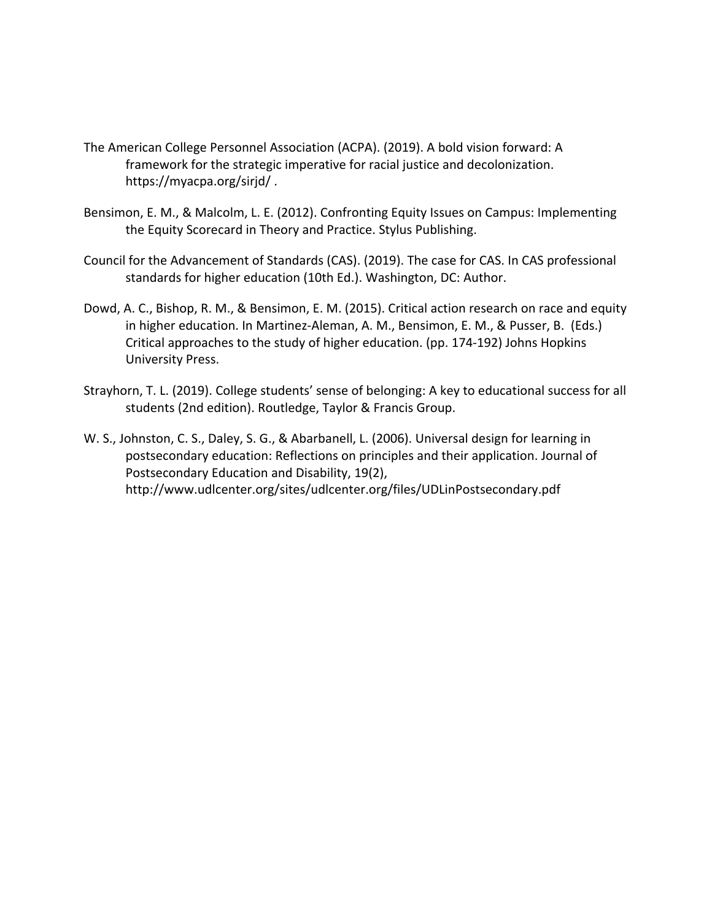The American College Personnel Association (ACPA). (2019). A bold vision forward: A framework for the strategic imperative for racial justice and decolonization. https://myacpa.org/sirjd/ .

Bensimon, E. M., & Malcolm, L. E. (2012). Confronting Equity Issues on Campus: Implementing the Equity Scorecard in Theory and Practice. Stylus Publishing.

Council for the Advancement of Standards (CAS). (2019). The case for CAS. In CAS professional standards for higher education (10th Ed.). Washington, DC: Author.

Dowd, A. C., Bishop, R. M., & Bensimon, E. M. (2015). Critical action research on race and equity in higher education. In Martinez-Aleman, A. M., Bensimon, E. M., & Pusser, B. (Eds.) Critical approaches to the study of higher education. (pp. 174-192) Johns Hopkins University Press.

Strayhorn, T. L. (2019). College students' sense of belonging: A key to educational success for all students (2nd edition). Routledge, Taylor & Francis Group.

W. S., Johnston, C. S., Daley, S. G., & Abarbanell, L. (2006). Universal design for learning in postsecondary education: Reflections on principles and their application. Journal of Postsecondary Education and Disability, 19(2), http://www.udlcenter.org/sites/udlcenter.org/files/UDLinPostsecondary.pdf